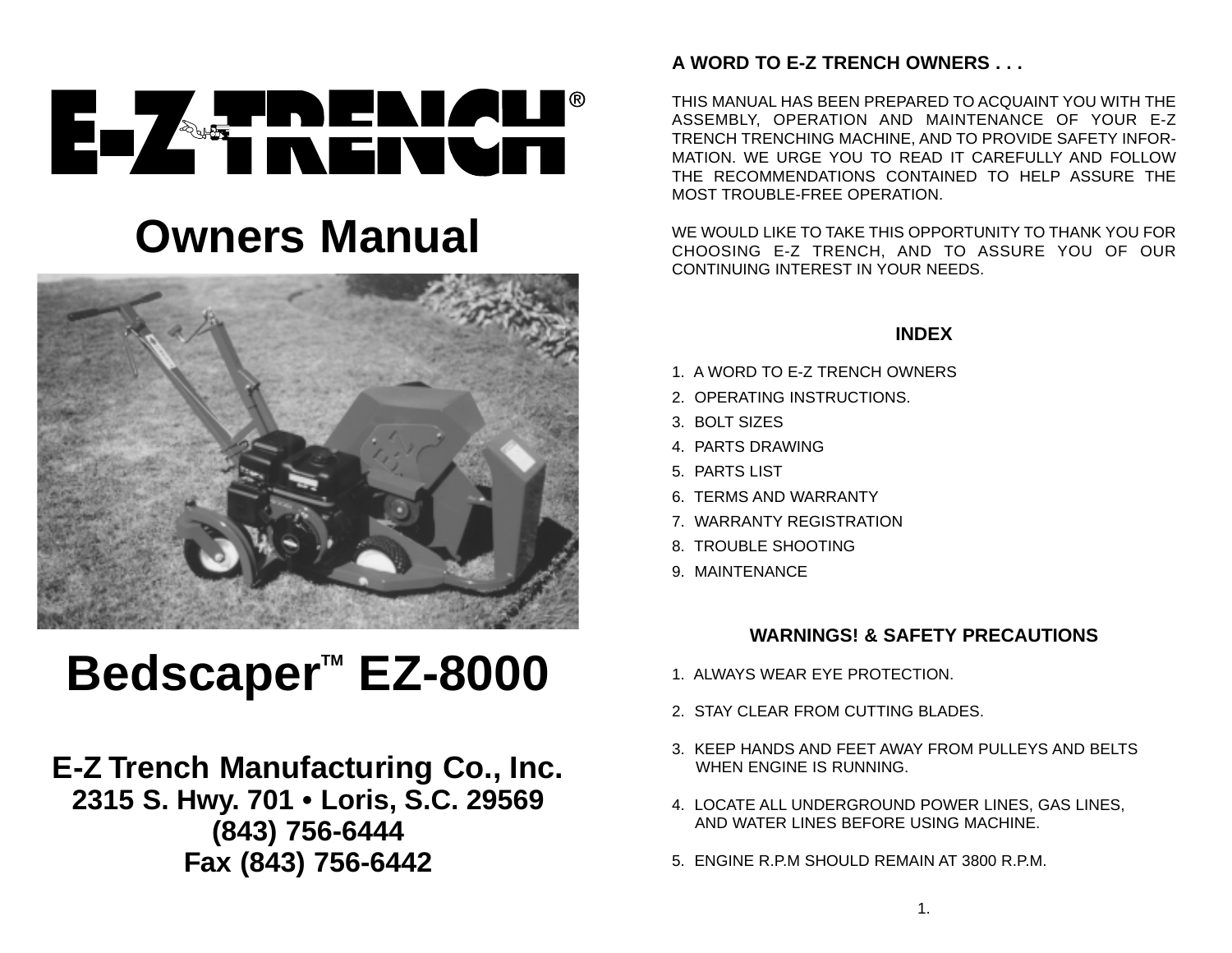# E-Z TRENCH®

## Owners Manual

## Bedscaper™ EZ-8000

**E-Z Trench Manufacturing Co., Inc.**
**2315 S. Hwy. 701 • Loris, S.C. 29569**
**(843) 756-6444**
**Fax (843) 756-6442**

### A WORD TO E-Z TRENCH OWNERS . . .

THIS MANUAL HAS BEEN PREPARED TO ACQUAINT YOU WITH THE ASSEMBLY, OPERATION AND MAINTENANCE OF YOUR E-Z TRENCH TRENCHING MACHINE, AND TO PROVIDE SAFETY INFORMATION. WE URGE YOU TO READ IT CAREFULLY AND FOLLOW THE RECOMMENDATIONS CONTAINED TO HELP ASSURE THE MOST TROUBLE-FREE OPERATION.

WE WOULD LIKE TO TAKE THIS OPPORTUNITY TO THANK YOU FOR CHOOSING E-Z TRENCH, AND TO ASSURE YOU OF OUR CONTINUING INTEREST IN YOUR NEEDS.

### INDEX

1. A WORD TO E-Z TRENCH OWNERS
2. OPERATING INSTRUCTIONS.
3. BOLT SIZES
4. PARTS DRAWING
5. PARTS LIST
6. TERMS AND WARRANTY
7. WARRANTY REGISTRATION
8. TROUBLE SHOOTING
9. MAINTENANCE

### WARNINGS! & SAFETY PRECAUTIONS

1. ALWAYS WEAR EYE PROTECTION.

2. STAY CLEAR FROM CUTTING BLADES.

3. KEEP HANDS AND FEET AWAY FROM PULLEYS AND BELTS WHEN ENGINE IS RUNNING.

4. LOCATE ALL UNDERGROUND POWER LINES, GAS LINES, AND WATER LINES BEFORE USING MACHINE.

5. ENGINE R.P.M SHOULD REMAIN AT 3800 R.P.M.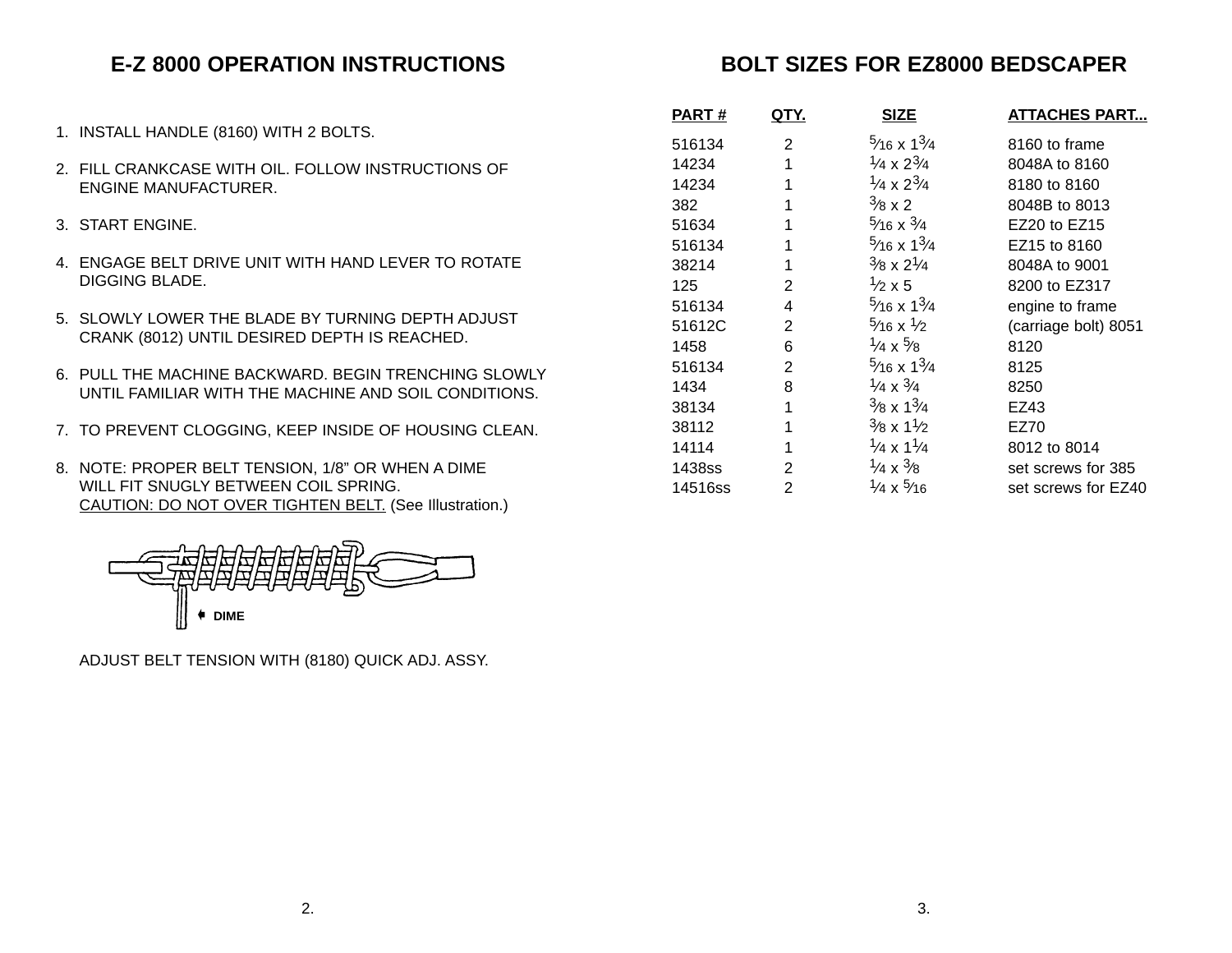# E-Z 8000 OPERATION INSTRUCTIONS

1. INSTALL HANDLE (8160) WITH 2 BOLTS.

2. FILL CRANKCASE WITH OIL. FOLLOW INSTRUCTIONS OF ENGINE MANUFACTURER.

3. START ENGINE.

4. ENGAGE BELT DRIVE UNIT WITH HAND LEVER TO ROTATE DIGGING BLADE.

5. SLOWLY LOWER THE BLADE BY TURNING DEPTH ADJUST CRANK (8012) UNTIL DESIRED DEPTH IS REACHED.

6. PULL THE MACHINE BACKWARD. BEGIN TRENCHING SLOWLY UNTIL FAMILIAR WITH THE MACHINE AND SOIL CONDITIONS.

7. TO PREVENT CLOGGING, KEEP INSIDE OF HOUSING CLEAN.

8. NOTE: PROPER BELT TENSION, 1/8" OR WHEN A DIME WILL FIT SNUGLY BETWEEN COIL SPRING.
   <u>CAUTION: DO NOT OVER TIGHTEN BELT.</u> (See Illustration.)

DIME

ADJUST BELT TENSION WITH (8180) QUICK ADJ. ASSY.

# BOLT SIZES FOR EZ8000 BEDSCAPER

| PART # | QTY. | SIZE | ATTACHES PART... |
|---|---|---|---|
| 516134 | 2 | 5⁄16 x 1¾ | 8160 to frame |
| 14234 | 1 | ¼ x 2¾ | 8048A to 8160 |
| 14234 | 1 | ¼ x 2¾ | 8180 to 8160 |
| 382 | 1 | ⅜ x 2 | 8048B to 8013 |
| 51634 | 1 | 5⁄16 x ¾ | EZ20 to EZ15 |
| 516134 | 1 | 5⁄16 x 1¾ | EZ15 to 8160 |
| 38214 | 1 | ⅜ x 2¼ | 8048A to 9001 |
| 125 | 2 | ½ x 5 | 8200 to EZ317 |
| 516134 | 4 | 5⁄16 x 1¾ | engine to frame |
| 51612C | 2 | 5⁄16 x ½ | (carriage bolt) 8051 |
| 1458 | 6 | ¼ x ⅝ | 8120 |
| 516134 | 2 | 5⁄16 x 1¾ | 8125 |
| 1434 | 8 | ¼ x ¾ | 8250 |
| 38134 | 1 | ⅜ x 1¾ | EZ43 |
| 38112 | 1 | ⅜ x 1½ | EZ70 |
| 14114 | 1 | ¼ x 1¼ | 8012 to 8014 |
| 1438ss | 2 | ¼ x ⅜ | set screws for 385 |
| 14516ss | 2 | ¼ x 5⁄16 | set screws for EZ40 |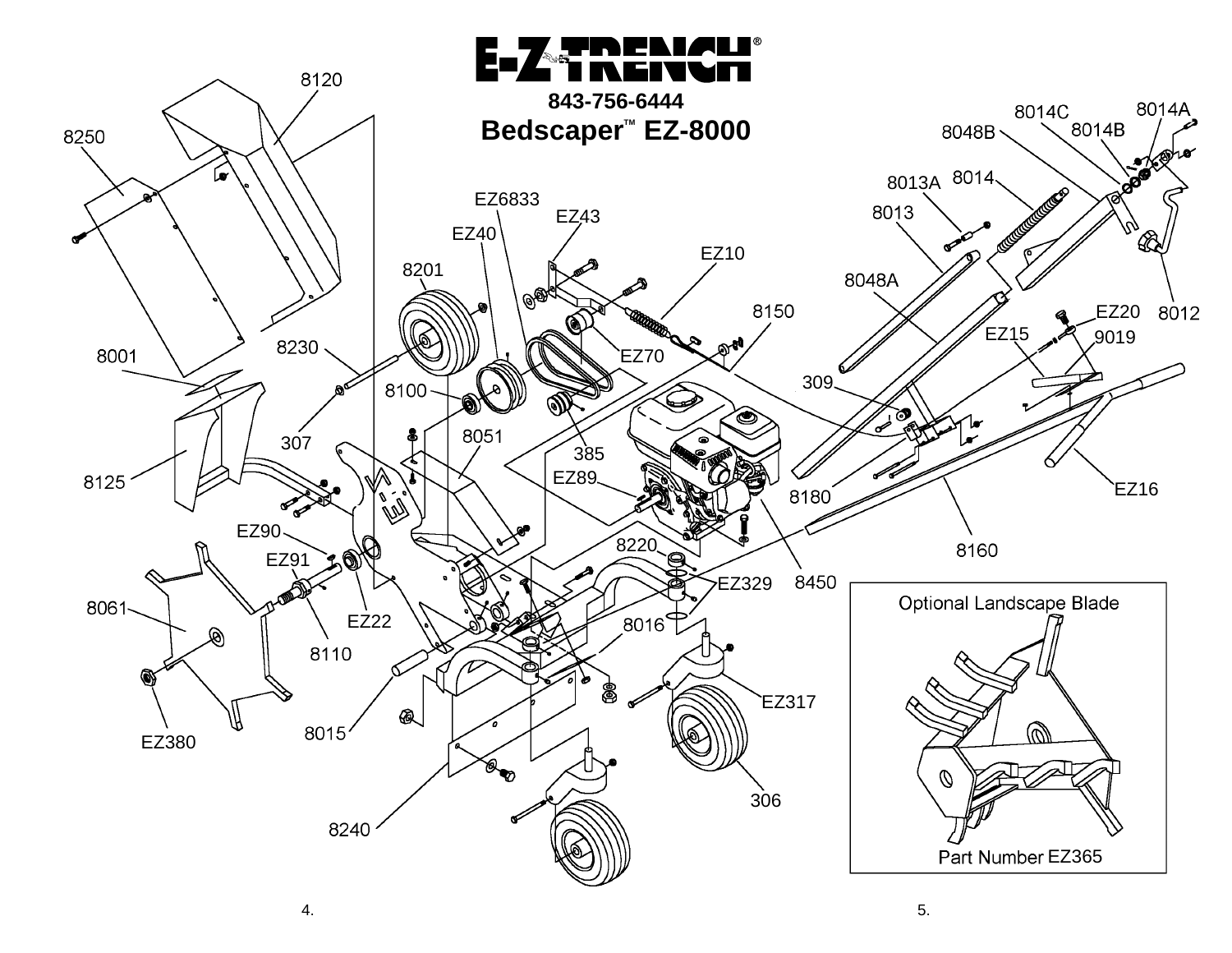# E-Z TRENCH®

**843-756-6444**

## Bedscaper™ EZ-8000

8120
8250
8001
8125
8230
307
8201
EZ6833
EZ40
EZ43
EZ10
8150
8100
EZ70
8051
385
EZ89
8220
EZ329
8450
EZ90
EZ91
8061
EZ22
8110
8016
8015
EZ380
EZ317
306
8240
8014C
8014A
8048B
8014B
8013A
8014
8013
8048A
8012
EZ20
EZ15
9019
309
8180
8160
EZ16

Optional Landscape Blade

Part Number EZ365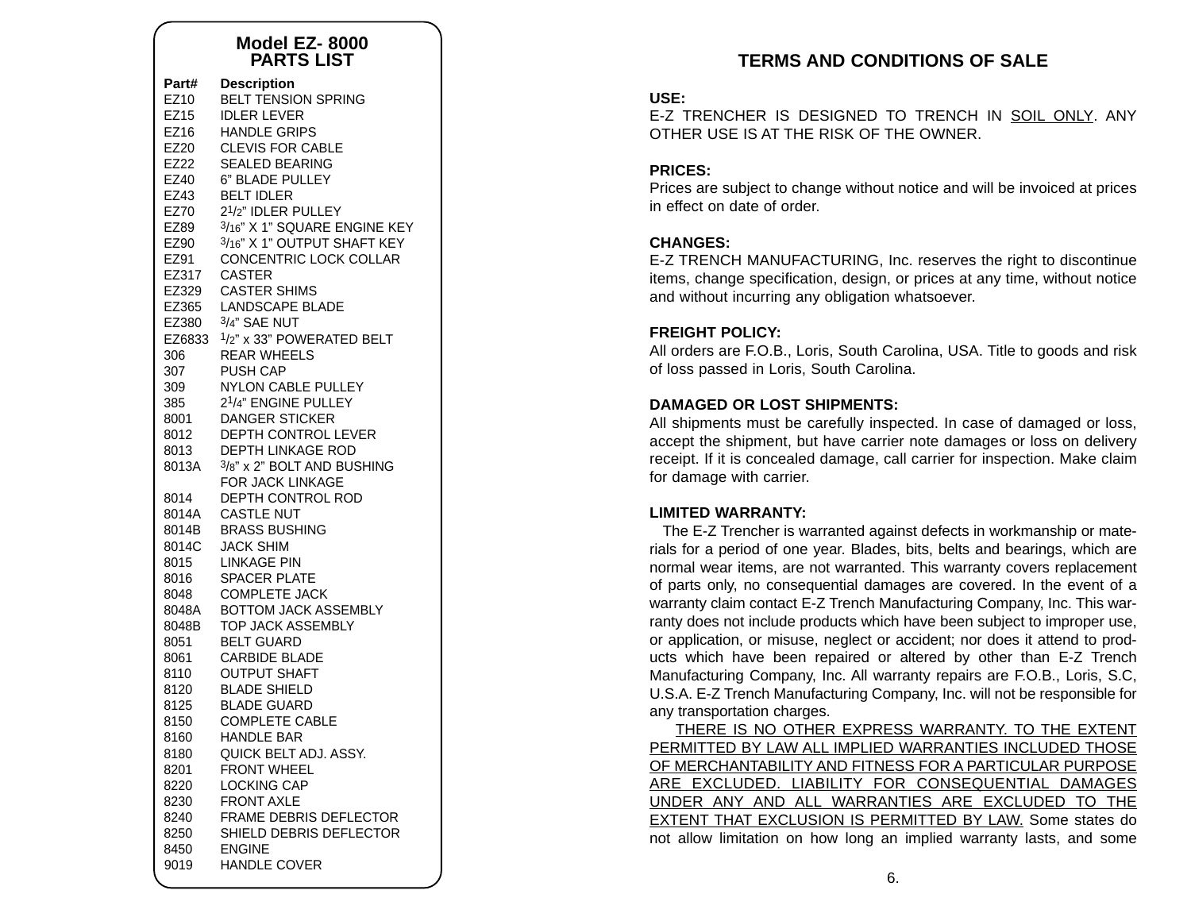## Model EZ- 8000 PARTS LIST

| Part# | Description |
|---|---|
| EZ10 | BELT TENSION SPRING |
| EZ15 | IDLER LEVER |
| EZ16 | HANDLE GRIPS |
| EZ20 | CLEVIS FOR CABLE |
| EZ22 | SEALED BEARING |
| EZ40 | 6” BLADE PULLEY |
| EZ43 | BELT IDLER |
| EZ70 | 2 1/2” IDLER PULLEY |
| EZ89 | 3/16” X 1” SQUARE ENGINE KEY |
| EZ90 | 3/16” X 1” OUTPUT SHAFT KEY |
| EZ91 | CONCENTRIC LOCK COLLAR |
| EZ317 | CASTER |
| EZ329 | CASTER SHIMS |
| EZ365 | LANDSCAPE BLADE |
| EZ380 | 3/4” SAE NUT |
| EZ6833 | 1/2” x 33” POWERATED BELT |
| 306 | REAR WHEELS |
| 307 | PUSH CAP |
| 309 | NYLON CABLE PULLEY |
| 385 | 2 1/4” ENGINE PULLEY |
| 8001 | DANGER STICKER |
| 8012 | DEPTH CONTROL LEVER |
| 8013 | DEPTH LINKAGE ROD |
| 8013A | 3/8” x 2” BOLT AND BUSHING FOR JACK LINKAGE |
| 8014 | DEPTH CONTROL ROD |
| 8014A | CASTLE NUT |
| 8014B | BRASS BUSHING |
| 8014C | JACK SHIM |
| 8015 | LINKAGE PIN |
| 8016 | SPACER PLATE |
| 8048 | COMPLETE JACK |
| 8048A | BOTTOM JACK ASSEMBLY |
| 8048B | TOP JACK ASSEMBLY |
| 8051 | BELT GUARD |
| 8061 | CARBIDE BLADE |
| 8110 | OUTPUT SHAFT |
| 8120 | BLADE SHIELD |
| 8125 | BLADE GUARD |
| 8150 | COMPLETE CABLE |
| 8160 | HANDLE BAR |
| 8180 | QUICK BELT ADJ. ASSY. |
| 8201 | FRONT WHEEL |
| 8220 | LOCKING CAP |
| 8230 | FRONT AXLE |
| 8240 | FRAME DEBRIS DEFLECTOR |
| 8250 | SHIELD DEBRIS DEFLECTOR |
| 8450 | ENGINE |
| 9019 | HANDLE COVER |

## TERMS AND CONDITIONS OF SALE

**USE:**
E-Z TRENCHER IS DESIGNED TO TRENCH IN SOIL ONLY. ANY OTHER USE IS AT THE RISK OF THE OWNER.

**PRICES:**
Prices are subject to change without notice and will be invoiced at prices in effect on date of order.

**CHANGES:**
E-Z TRENCH MANUFACTURING, Inc. reserves the right to discontinue items, change specification, design, or prices at any time, without notice and without incurring any obligation whatsoever.

**FREIGHT POLICY:**
All orders are F.O.B., Loris, South Carolina, USA. Title to goods and risk of loss passed in Loris, South Carolina.

**DAMAGED OR LOST SHIPMENTS:**
All shipments must be carefully inspected. In case of damaged or loss, accept the shipment, but have carrier note damages or loss on delivery receipt. If it is concealed damage, call carrier for inspection. Make claim for damage with carrier.

**LIMITED WARRANTY:**
The E-Z Trencher is warranted against defects in workmanship or materials for a period of one year. Blades, bits, belts and bearings, which are normal wear items, are not warranted. This warranty covers replacement of parts only, no consequential damages are covered. In the event of a warranty claim contact E-Z Trench Manufacturing Company, Inc. This warranty does not include products which have been subject to improper use, or application, or misuse, neglect or accident; nor does it attend to products which have been repaired or altered by other than E-Z Trench Manufacturing Company, Inc. All warranty repairs are F.O.B., Loris, S.C, U.S.A. E-Z Trench Manufacturing Company, Inc. will not be responsible for any transportation charges.

THERE IS NO OTHER EXPRESS WARRANTY. TO THE EXTENT PERMITTED BY LAW ALL IMPLIED WARRANTIES INCLUDED THOSE OF MERCHANTABILITY AND FITNESS FOR A PARTICULAR PURPOSE ARE EXCLUDED. LIABILITY FOR CONSEQUENTIAL DAMAGES UNDER ANY AND ALL WARRANTIES ARE EXCLUDED TO THE EXTENT THAT EXCLUSION IS PERMITTED BY LAW. Some states do not allow limitation on how long an implied warranty lasts, and some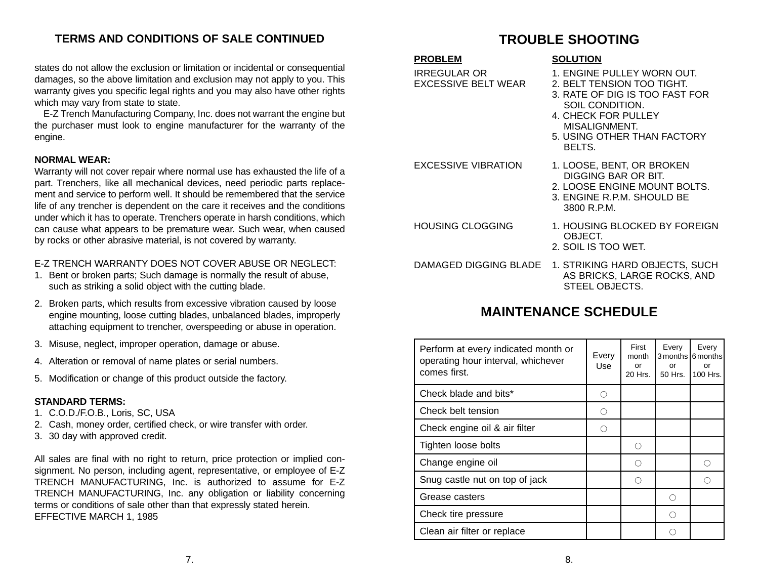## TERMS AND CONDITIONS OF SALE CONTINUED

states do not allow the exclusion or limitation or incidental or consequential damages, so the above limitation and exclusion may not apply to you. This warranty gives you specific legal rights and you may also have other rights which may vary from state to state.

E-Z Trench Manufacturing Company, Inc. does not warrant the engine but the purchaser must look to engine manufacturer for the warranty of the engine.

**NORMAL WEAR:**
Warranty will not cover repair where normal use has exhausted the life of a part. Trenchers, like all mechanical devices, need periodic parts replacement and service to perform well. It should be remembered that the service life of any trencher is dependent on the care it receives and the conditions under which it has to operate. Trenchers operate in harsh conditions, which can cause what appears to be premature wear. Such wear, when caused by rocks or other abrasive material, is not covered by warranty.

E-Z TRENCH WARRANTY DOES NOT COVER ABUSE OR NEGLECT:

1. Bent or broken parts; Such damage is normally the result of abuse, such as striking a solid object with the cutting blade.
2. Broken parts, which results from excessive vibration caused by loose engine mounting, loose cutting blades, unbalanced blades, improperly attaching equipment to trencher, overspeeding or abuse in operation.
3. Misuse, neglect, improper operation, damage or abuse.
4. Alteration or removal of name plates or serial numbers.
5. Modification or change of this product outside the factory.

**STANDARD TERMS:**

1. C.O.D./F.O.B., Loris, SC, USA
2. Cash, money order, certified check, or wire transfer with order.
3. 30 day with approved credit.

All sales are final with no right to return, price protection or implied consignment. No person, including agent, representative, or employee of E-Z TRENCH MANUFACTURING, Inc. is authorized to assume for E-Z TRENCH MANUFACTURING, Inc. any obligation or liability concerning terms or conditions of sale other than that expressly stated herein.
EFFECTIVE MARCH 1, 1985

## TROUBLE SHOOTING

| PROBLEM | SOLUTION |
|---|---|
| IRREGULAR OR EXCESSIVE BELT WEAR | 1. ENGINE PULLEY WORN OUT.<br>2. BELT TENSION TOO TIGHT.<br>3. RATE OF DIG IS TOO FAST FOR SOIL CONDITION.<br>4. CHECK FOR PULLEY MISALIGNMENT.<br>5. USING OTHER THAN FACTORY BELTS. |
| EXCESSIVE VIBRATION | 1. LOOSE, BENT, OR BROKEN DIGGING BAR OR BIT.<br>2. LOOSE ENGINE MOUNT BOLTS.<br>3. ENGINE R.P.M. SHOULD BE 3800 R.P.M. |
| HOUSING CLOGGING | 1. HOUSING BLOCKED BY FOREIGN OBJECT.<br>2. SOIL IS TOO WET. |
| DAMAGED DIGGING BLADE | 1. STRIKING HARD OBJECTS, SUCH AS BRICKS, LARGE ROCKS, AND STEEL OBJECTS. |

## MAINTENANCE SCHEDULE

| Perform at every indicated month or operating hour interval, whichever comes first. | Every Use | First month or 20 Hrs. | Every 3 months or 50 Hrs. | Every 6 months or 100 Hrs. |
|---|---|---|---|---|
| Check blade and bits* | ○ | | | |
| Check belt tension | ○ | | | |
| Check engine oil & air filter | ○ | | | |
| Tighten loose bolts | | ○ | | |
| Change engine oil | | ○ | | ○ |
| Snug castle nut on top of jack | | ○ | | ○ |
| Grease casters | | | ○ | |
| Check tire pressure | | | ○ | |
| Clean air filter or replace | | | ○ | |